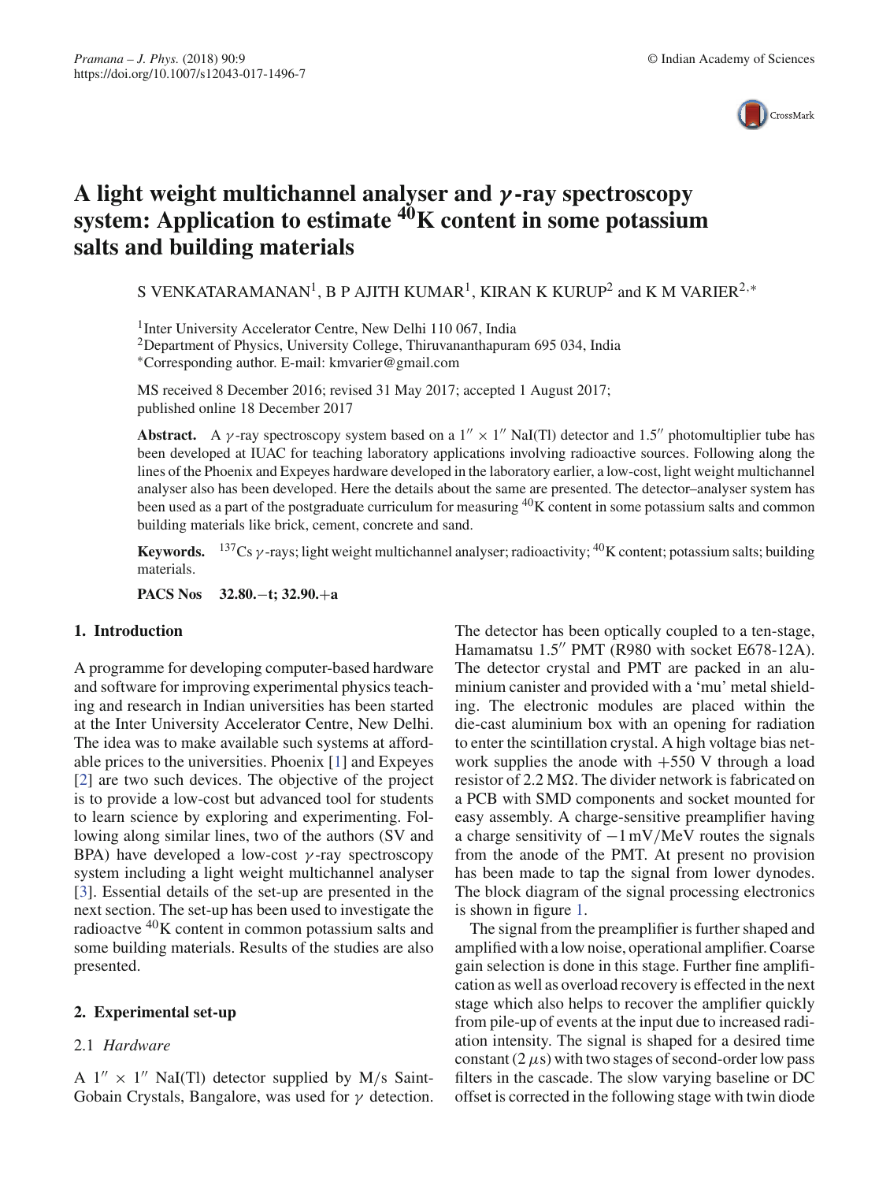# A light weight multichannel analyser and $\gamma$-ray spectroscopy system: Application to estimate $^{40}$K content in some potassium salts and building materials

S VENKATARAMANAN[1], B P AJITH KUMAR[1], KIRAN K KURUP[2] and K M VARIER[2,*]

[1]Inter University Accelerator Centre, New Delhi 110 067, India
[2]Department of Physics, University College, Thiruvananthapuram 695 034, India
[*]Corresponding author. E-mail: kmvarier@gmail.com

MS received 8 December 2016; revised 31 May 2017; accepted 1 August 2017; published online 18 December 2017

**Abstract.** A $\gamma$-ray spectroscopy system based on a 1″ × 1″ NaI(Tl) detector and 1.5″ photomultiplier tube has been developed at IUAC for teaching laboratory applications involving radioactive sources. Following along the lines of the Phoenix and Expeyes hardware developed in the laboratory earlier, a low-cost, light weight multichannel analyser also has been developed. Here the details about the same are presented. The detector–analyser system has been used as a part of the postgraduate curriculum for measuring $^{40}$K content in some potassium salts and common building materials like brick, cement, concrete and sand.

**Keywords.** $^{137}$Cs $\gamma$-rays; light weight multichannel analyser; radioactivity; $^{40}$K content; potassium salts; building materials.

**PACS Nos** 32.80.−t; 32.90.+a

## 1. Introduction

A programme for developing computer-based hardware and software for improving experimental physics teaching and research in Indian universities has been started at the Inter University Accelerator Centre, New Delhi. The idea was to make available such systems at affordable prices to the universities. Phoenix [1] and Expeyes [2] are two such devices. The objective of the project is to provide a low-cost but advanced tool for students to learn science by exploring and experimenting. Following along similar lines, two of the authors (SV and BPA) have developed a low-cost $\gamma$-ray spectroscopy system including a light weight multichannel analyser [3]. Essential details of the set-up are presented in the next section. The set-up has been used to investigate the radioactve $^{40}$K content in common potassium salts and some building materials. Results of the studies are also presented.

## 2. Experimental set-up

### 2.1 *Hardware*

A 1″ × 1″ NaI(Tl) detector supplied by M/s Saint-Gobain Crystals, Bangalore, was used for $\gamma$ detection. The detector has been optically coupled to a ten-stage, Hamamatsu 1.5″ PMT (R980 with socket E678-12A). The detector crystal and PMT are packed in an aluminium canister and provided with a 'mu' metal shielding. The electronic modules are placed within the die-cast aluminium box with an opening for radiation to enter the scintillation crystal. A high voltage bias network supplies the anode with +550 V through a load resistor of 2.2 MΩ. The divider network is fabricated on a PCB with SMD components and socket mounted for easy assembly. A charge-sensitive preamplifier having a charge sensitivity of −1 mV/MeV routes the signals from the anode of the PMT. At present no provision has been made to tap the signal from lower dynodes. The block diagram of the signal processing electronics is shown in figure 1.

The signal from the preamplifier is further shaped and amplified with a low noise, operational amplifier. Coarse gain selection is done in this stage. Further fine amplification as well as overload recovery is effected in the next stage which also helps to recover the amplifier quickly from pile-up of events at the input due to increased radiation intensity. The signal is shaped for a desired time constant (2 $\mu$s) with two stages of second-order low pass filters in the cascade. The slow varying baseline or DC offset is corrected in the following stage with twin diode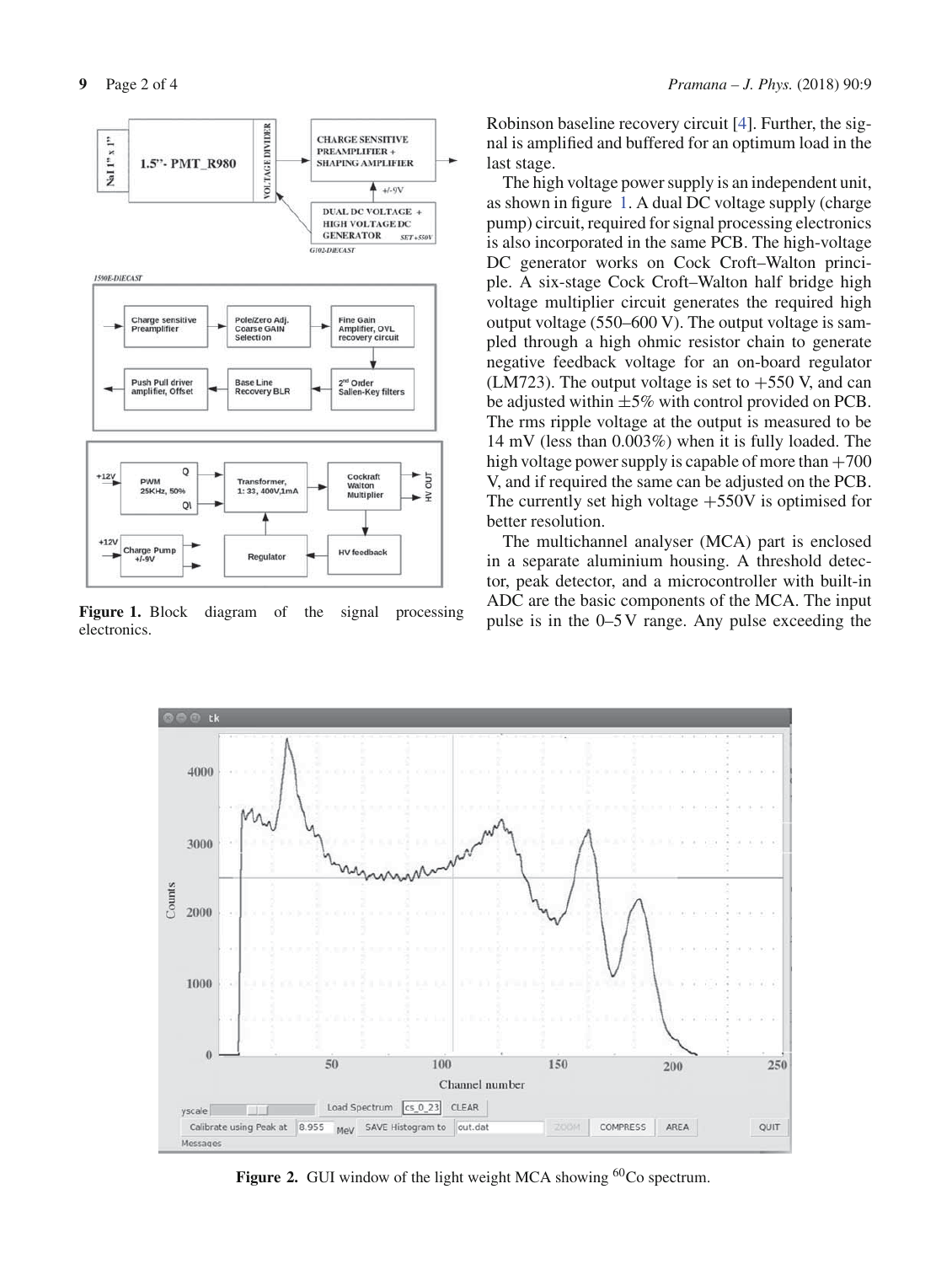Figure 1. Block diagram of the signal processing electronics.

Robinson baseline recovery circuit [4]. Further, the signal is amplified and buffered for an optimum load in the last stage.

The high voltage power supply is an independent unit, as shown in figure 1. A dual DC voltage supply (charge pump) circuit, required for signal processing electronics is also incorporated in the same PCB. The high-voltage DC generator works on Cock Croft–Walton principle. A six-stage Cock Croft–Walton half bridge high voltage multiplier circuit generates the required high output voltage (550–600 V). The output voltage is sampled through a high ohmic resistor chain to generate negative feedback voltage for an on-board regulator (LM723). The output voltage is set to +550 V, and can be adjusted within ±5% with control provided on PCB. The rms ripple voltage at the output is measured to be 14 mV (less than 0.003%) when it is fully loaded. The high voltage power supply is capable of more than +700 V, and if required the same can be adjusted on the PCB. The currently set high voltage +550V is optimised for better resolution.

The multichannel analyser (MCA) part is enclosed in a separate aluminium housing. A threshold detector, peak detector, and a microcontroller with built-in ADC are the basic components of the MCA. The input pulse is in the 0–5 V range. Any pulse exceeding the

Figure 2. GUI window of the light weight MCA showing $^{60}$Co spectrum.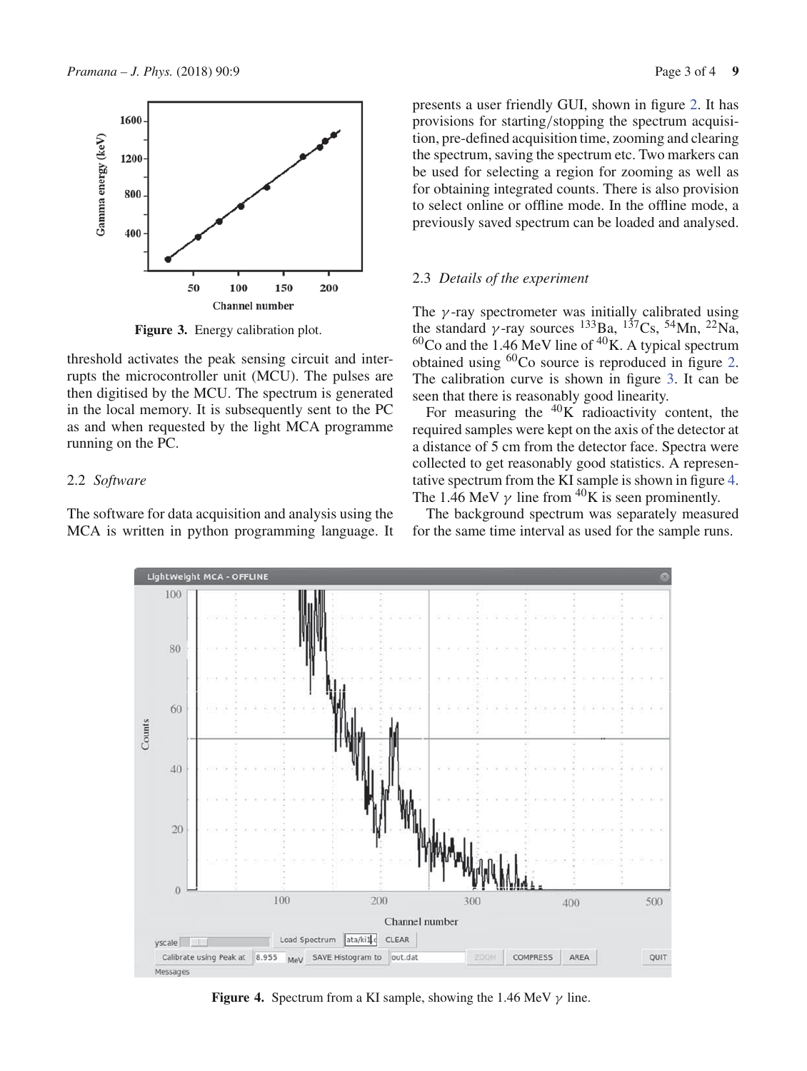Figure 3. Energy calibration plot.

threshold activates the peak sensing circuit and interrupts the microcontroller unit (MCU). The pulses are then digitised by the MCU. The spectrum is generated in the local memory. It is subsequently sent to the PC as and when requested by the light MCA programme running on the PC.

### 2.2 *Software*

The software for data acquisition and analysis using the MCA is written in python programming language. It presents a user friendly GUI, shown in figure 2. It has provisions for starting/stopping the spectrum acquisition, pre-defined acquisition time, zooming and clearing the spectrum, saving the spectrum etc. Two markers can be used for selecting a region for zooming as well as for obtaining integrated counts. There is also provision to select online or offline mode. In the offline mode, a previously saved spectrum can be loaded and analysed.

### 2.3 *Details of the experiment*

The $\gamma$-ray spectrometer was initially calibrated using the standard $\gamma$-ray sources $^{133}$Ba, $^{137}$Cs, $^{54}$Mn, $^{22}$Na, $^{60}$Co and the 1.46 MeV line of $^{40}$K. A typical spectrum obtained using $^{60}$Co source is reproduced in figure 2. The calibration curve is shown in figure 3. It can be seen that there is reasonably good linearity.

For measuring the $^{40}$K radioactivity content, the required samples were kept on the axis of the detector at a distance of 5 cm from the detector face. Spectra were collected to get reasonably good statistics. A representative spectrum from the KI sample is shown in figure 4. The 1.46 MeV $\gamma$ line from $^{40}$K is seen prominently.

The background spectrum was separately measured for the same time interval as used for the sample runs.

Figure 4. Spectrum from a KI sample, showing the 1.46 MeV $\gamma$ line.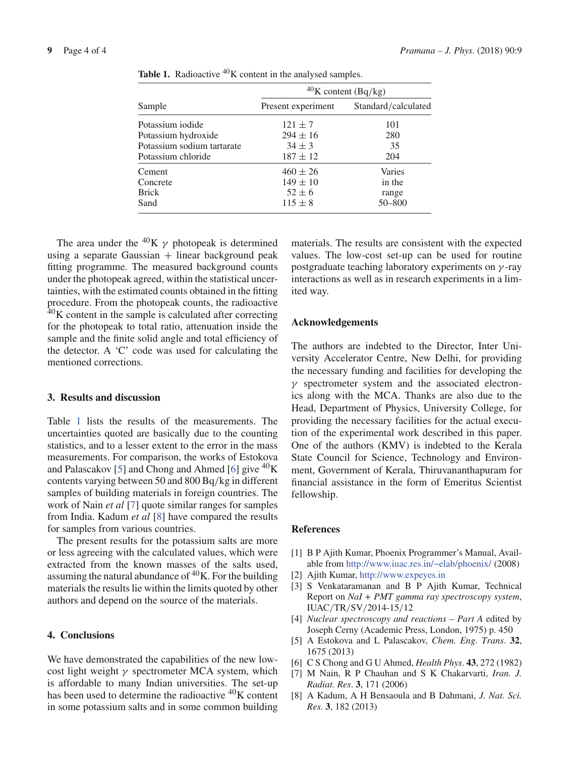**Table 1.** Radioactive $^{40}$K content in the analysed samples.

| Sample | $^{40}$K content (Bq/kg) | |
|---|---|---|
| | Present experiment | Standard/calculated |
| Potassium iodide | $121 \pm 7$ | 101 |
| Potassium hydroxide | $294 \pm 16$ | 280 |
| Potassium sodium tartarate | $34 \pm 3$ | 35 |
| Potassium chloride | $187 \pm 12$ | 204 |
| Cement | $460 \pm 26$ | Varies |
| Concrete | $149 \pm 10$ | in the |
| Brick | $52 \pm 6$ | range |
| Sand | $115 \pm 8$ | 50–800 |

The area under the $^{40}$K $\gamma$ photopeak is determined using a separate Gaussian + linear background peak fitting programme. The measured background counts under the photopeak agreed, within the statistical uncertainties, with the estimated counts obtained in the fitting procedure. From the photopeak counts, the radioactive $^{40}$K content in the sample is calculated after correcting for the photopeak to total ratio, attenuation inside the sample and the finite solid angle and total efficiency of the detector. A 'C' code was used for calculating the mentioned corrections.

## 3. Results and discussion

Table 1 lists the results of the measurements. The uncertainties quoted are basically due to the counting statistics, and to a lesser extent to the error in the mass measurements. For comparison, the works of Estokova and Palascakov [5] and Chong and Ahmed [6] give $^{40}$K contents varying between 50 and 800 Bq/kg in different samples of building materials in foreign countries. The work of Nain *et al* [7] quote similar ranges for samples from India. Kadum *et al* [8] have compared the results for samples from various countries.

The present results for the potassium salts are more or less agreeing with the calculated values, which were extracted from the known masses of the salts used, assuming the natural abundance of $^{40}$K. For the building materials the results lie within the limits quoted by other authors and depend on the source of the materials.

## 4. Conclusions

We have demonstrated the capabilities of the new low-cost light weight $\gamma$ spectrometer MCA system, which is affordable to many Indian universities. The set-up has been used to determine the radioactive $^{40}$K content in some potassium salts and in some common building materials. The results are consistent with the expected values. The low-cost set-up can be used for routine postgraduate teaching laboratory experiments on $\gamma$-ray interactions as well as in research experiments in a limited way.

## Acknowledgements

The authors are indebted to the Director, Inter University Accelerator Centre, New Delhi, for providing the necessary funding and facilities for developing the $\gamma$ spectrometer system and the associated electronics along with the MCA. Thanks are also due to the Head, Department of Physics, University College, for providing the necessary facilities for the actual execution of the experimental work described in this paper. One of the authors (KMV) is indebted to the Kerala State Council for Science, Technology and Environment, Government of Kerala, Thiruvananthapuram for financial assistance in the form of Emeritus Scientist fellowship.

## References

[1] B P Ajith Kumar, Phoenix Programmer's Manual, Available from http://www.iuac.res.in/~elab/phoenix/ (2008)

[2] Ajith Kumar, http://www.expeyes.in

[3] S Venkataramanan and B P Ajith Kumar, Technical Report on *NaI + PMT gamma ray spectroscopy system*, IUAC/TR/SV/2014-15/12

[4] *Nuclear spectroscopy and reactions – Part A* edited by Joseph Cerny (Academic Press, London, 1975) p. 450

[5] A Estokova and L Palascakov, *Chem. Eng. Trans.* **32**, 1675 (2013)

[6] C S Chong and G U Ahmed, *Health Phys.* **43**, 272 (1982)

[7] M Nain, R P Chauhan and S K Chakarvarti, *Iran. J. Radiat. Res.* **3**, 171 (2006)

[8] A Kadum, A H Bensaoula and B Dahmani, *J. Nat. Sci. Res.* **3**, 182 (2013)